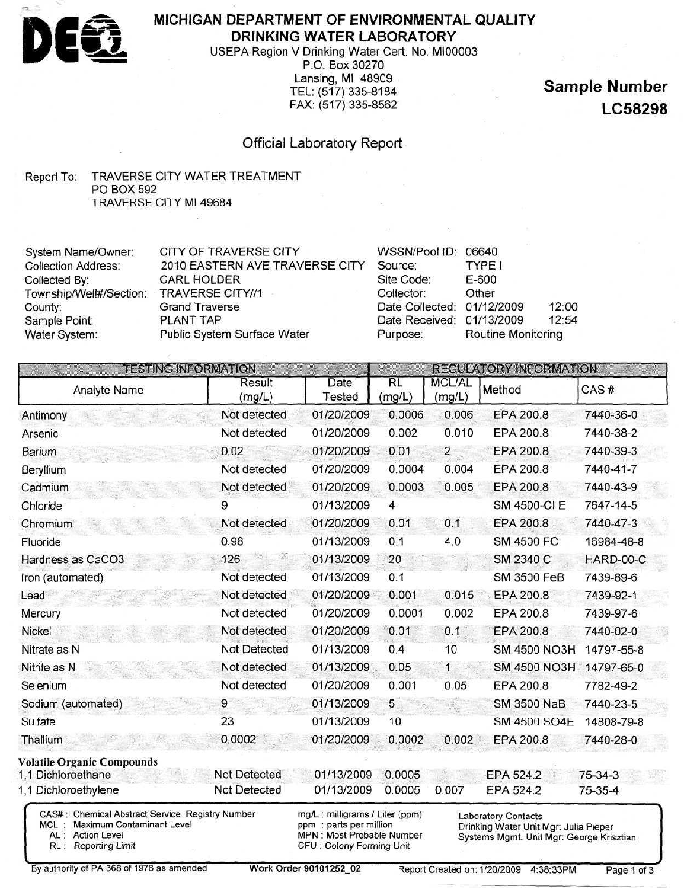# MICHIGAN DEPARTMENT OF ENVIRONMENTAL QUALITY
## DRINKING WATER LABORATORY

USEPA Region V Drinking Water Cert. No. MI00003
P.O. Box 30270
Lansing, MI 48909
TEL: (517) 335-8184
FAX: (517) 335-8562

**Sample Number**
**LC58298**

### Official Laboratory Report

Report To: TRAVERSE CITY WATER TREATMENT
PO BOX 592
TRAVERSE CITY MI 49684

| | | | |
|---|---|---|---|
| System Name/Owner: | CITY OF TRAVERSE CITY | WSSN/Pool ID: | 06640 |
| Collection Address: | 2010 EASTERN AVE,TRAVERSE CITY | Source: | TYPE I |
| Collected By: | CARL HOLDER | Site Code: | E-600 |
| Township/Well#/Section: | TRAVERSE CITY//1 | Collector: | Other |
| County: | Grand Traverse | Date Collected: | 01/12/2009 12:00 |
| Sample Point: | PLANT TAP | Date Received: | 01/13/2009 12:54 |
| Water System: | Public System Surface Water | Purpose: | Routine Monitoring |

| TESTING INFORMATION | | | REGULATORY INFORMATION | | | |
|---|---|---|---|---|---|---|
| Analyte Name | Result (mg/L) | Date Tested | RL (mg/L) | MCL/AL (mg/L) | Method | CAS # |
| Antimony | Not detected | 01/20/2009 | 0.0006 | 0.006 | EPA 200.8 | 7440-36-0 |
| Arsenic | Not detected | 01/20/2009 | 0.002 | 0.010 | EPA 200.8 | 7440-38-2 |
| Barium | 0.02 | 01/20/2009 | 0.01 | 2 | EPA 200.8 | 7440-39-3 |
| Beryllium | Not detected | 01/20/2009 | 0.0004 | 0.004 | EPA 200.8 | 7440-41-7 |
| Cadmium | Not detected | 01/20/2009 | 0.0003 | 0.005 | EPA 200.8 | 7440-43-9 |
| Chloride | 9 | 01/13/2009 | 4 | | SM 4500-Cl E | 7647-14-5 |
| Chromium | Not detected | 01/20/2009 | 0.01 | 0.1 | EPA 200.8 | 7440-47-3 |
| Fluoride | 0.98 | 01/13/2009 | 0.1 | 4.0 | SM 4500 FC | 16984-48-8 |
| Hardness as CaCO3 | 126 | 01/13/2009 | 20 | | SM 2340 C | HARD-00-C |
| Iron (automated) | Not detected | 01/13/2009 | 0.1 | | SM 3500 FeB | 7439-89-6 |
| Lead | Not detected | 01/20/2009 | 0.001 | 0.015 | EPA 200.8 | 7439-92-1 |
| Mercury | Not detected | 01/20/2009 | 0.0001 | 0.002 | EPA 200.8 | 7439-97-6 |
| Nickel | Not detected | 01/20/2009 | 0.01 | 0.1 | EPA 200.8 | 7440-02-0 |
| Nitrate as N | Not Detected | 01/13/2009 | 0.4 | 10 | SM 4500 NO3H | 14797-55-8 |
| Nitrite as N | Not detected | 01/13/2009 | 0.05 | 1 | SM 4500 NO3H | 14797-65-0 |
| Selenium | Not detected | 01/20/2009 | 0.001 | 0.05 | EPA 200.8 | 7782-49-2 |
| Sodium (automated) | 9 | 01/13/2009 | 5 | | SM 3500 NaB | 7440-23-5 |
| Sulfate | 23 | 01/13/2009 | 10 | | SM 4500 SO4E | 14808-79-8 |
| Thallium | 0.0002 | 01/20/2009 | 0.0002 | 0.002 | EPA 200.8 | 7440-28-0 |
| **Volatile Organic Compounds** | | | | | | |
| 1,1 Dichloroethane | Not Detected | 01/13/2009 | 0.0005 | | EPA 524.2 | 75-34-3 |
| 1,1 Dichloroethylene | Not Detected | 01/13/2009 | 0.0005 | 0.007 | EPA 524.2 | 75-35-4 |

CAS#: Chemical Abstract Service Registry Number
MCL: Maximum Contaminant Level
AL: Action Level
RL: Reporting Limit

mg/L : milligrams / Liter (ppm)
ppm : parts per million
MPN : Most Probable Number
CFU : Colony Forming Unit

Laboratory Contacts
Drinking Water Unit Mgr: Julia Pieper
Systems Mgmt. Unit Mgr: George Krisztian

By authority of PA 368 of 1978 as amended — Work Order 90101252_02 — Report Created on: 1/20/2009 4:38:33PM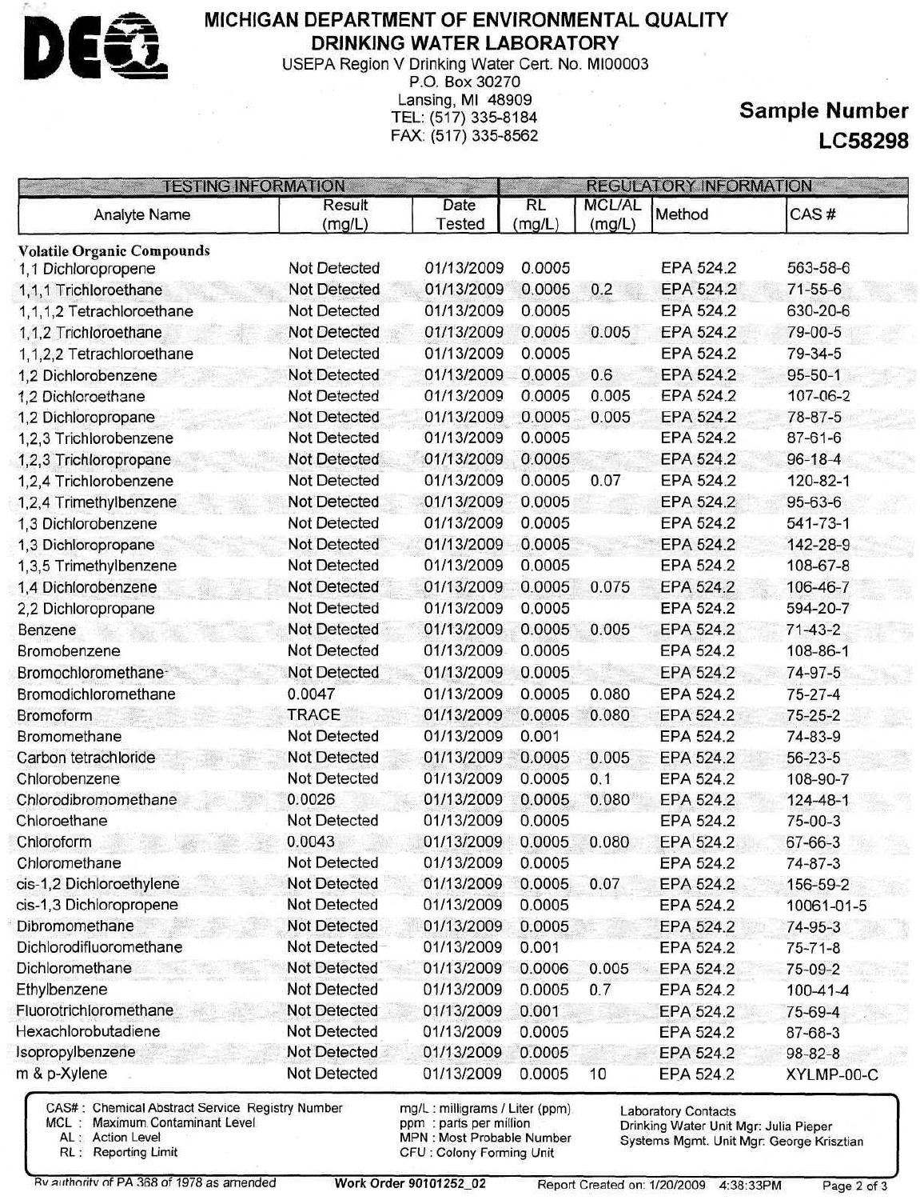# MICHIGAN DEPARTMENT OF ENVIRONMENTAL QUALITY
## DRINKING WATER LABORATORY

USEPA Region V Drinking Water Cert. No. MI00003
P.O. Box 30270
Lansing, MI 48909
TEL: (517) 335-8184
FAX: (517) 335-8562

**Sample Number**
**LC58298**

| TESTING INFORMATION | | | REGULATORY INFORMATION | | | |
|---|---|---|---|---|---|---|
| Analyte Name | Result (mg/L) | Date Tested | RL (mg/L) | MCL/AL (mg/L) | Method | CAS # |
| **Volatile Organic Compounds** | | | | | | |
| 1,1 Dichloropropene | Not Detected | 01/13/2009 | 0.0005 | | EPA 524.2 | 563-58-6 |
| 1,1,1 Trichloroethane | Not Detected | 01/13/2009 | 0.0005 | 0.2 | EPA 524.2 | 71-55-6 |
| 1,1,1,2 Tetrachloroethane | Not Detected | 01/13/2009 | 0.0005 | | EPA 524.2 | 630-20-6 |
| 1,1,2 Trichloroethane | Not Detected | 01/13/2009 | 0.0005 | 0.005 | EPA 524.2 | 79-00-5 |
| 1,1,2,2 Tetrachloroethane | Not Detected | 01/13/2009 | 0.0005 | | EPA 524.2 | 79-34-5 |
| 1,2 Dichlorobenzene | Not Detected | 01/13/2009 | 0.0005 | 0.6 | EPA 524.2 | 95-50-1 |
| 1,2 Dichloroethane | Not Detected | 01/13/2009 | 0.0005 | 0.005 | EPA 524.2 | 107-06-2 |
| 1,2 Dichloropropane | Not Detected | 01/13/2009 | 0.0005 | 0.005 | EPA 524.2 | 78-87-5 |
| 1,2,3 Trichlorobenzene | Not Detected | 01/13/2009 | 0.0005 | | EPA 524.2 | 87-61-6 |
| 1,2,3 Trichloropropane | Not Detected | 01/13/2009 | 0.0005 | | EPA 524.2 | 96-18-4 |
| 1,2,4 Trichlorobenzene | Not Detected | 01/13/2009 | 0.0005 | 0.07 | EPA 524.2 | 120-82-1 |
| 1,2,4 Trimethylbenzene | Not Detected | 01/13/2009 | 0.0005 | | EPA 524.2 | 95-63-6 |
| 1,3 Dichlorobenzene | Not Detected | 01/13/2009 | 0.0005 | | EPA 524.2 | 541-73-1 |
| 1,3 Dichloropropane | Not Detected | 01/13/2009 | 0.0005 | | EPA 524.2 | 142-28-9 |
| 1,3,5 Trimethylbenzene | Not Detected | 01/13/2009 | 0.0005 | | EPA 524.2 | 108-67-8 |
| 1,4 Dichlorobenzene | Not Detected | 01/13/2009 | 0.0005 | 0.075 | EPA 524.2 | 106-46-7 |
| 2,2 Dichloropropane | Not Detected | 01/13/2009 | 0.0005 | | EPA 524.2 | 594-20-7 |
| Benzene | Not Detected | 01/13/2009 | 0.0005 | 0.005 | EPA 524.2 | 71-43-2 |
| Bromobenzene | Not Detected | 01/13/2009 | 0.0005 | | EPA 524.2 | 108-86-1 |
| Bromochloromethane | Not Detected | 01/13/2009 | 0.0005 | | EPA 524.2 | 74-97-5 |
| Bromodichloromethane | 0.0047 | 01/13/2009 | 0.0005 | 0.080 | EPA 524.2 | 75-27-4 |
| Bromoform | TRACE | 01/13/2009 | 0.0005 | 0.080 | EPA 524.2 | 75-25-2 |
| Bromomethane | Not Detected | 01/13/2009 | 0.001 | | EPA 524.2 | 74-83-9 |
| Carbon tetrachloride | Not Detected | 01/13/2009 | 0.0005 | 0.005 | EPA 524.2 | 56-23-5 |
| Chlorobenzene | Not Detected | 01/13/2009 | 0.0005 | 0.1 | EPA 524.2 | 108-90-7 |
| Chlorodibromomethane | 0.0026 | 01/13/2009 | 0.0005 | 0.080 | EPA 524.2 | 124-48-1 |
| Chloroethane | Not Detected | 01/13/2009 | 0.0005 | | EPA 524.2 | 75-00-3 |
| Chloroform | 0.0043 | 01/13/2009 | 0.0005 | 0.080 | EPA 524.2 | 67-66-3 |
| Chloromethane | Not Detected | 01/13/2009 | 0.0005 | | EPA 524.2 | 74-87-3 |
| cis-1,2 Dichloroethylene | Not Detected | 01/13/2009 | 0.0005 | 0.07 | EPA 524.2 | 156-59-2 |
| cis-1,3 Dichloropropene | Not Detected | 01/13/2009 | 0.0005 | | EPA 524.2 | 10061-01-5 |
| Dibromomethane | Not Detected | 01/13/2009 | 0.0005 | | EPA 524.2 | 74-95-3 |
| Dichlorodifluoromethane | Not Detected | 01/13/2009 | 0.001 | | EPA 524.2 | 75-71-8 |
| Dichloromethane | Not Detected | 01/13/2009 | 0.0006 | 0.005 | EPA 524.2 | 75-09-2 |
| Ethylbenzene | Not Detected | 01/13/2009 | 0.0005 | 0.7 | EPA 524.2 | 100-41-4 |
| Fluorotrichloromethane | Not Detected | 01/13/2009 | 0.001 | | EPA 524.2 | 75-69-4 |
| Hexachlorobutadiene | Not Detected | 01/13/2009 | 0.0005 | | EPA 524.2 | 87-68-3 |
| Isopropylbenzene | Not Detected | 01/13/2009 | 0.0005 | | EPA 524.2 | 98-82-8 |
| m & p-Xylene | Not Detected | 01/13/2009 | 0.0005 | 10 | EPA 524.2 | XYLMP-00-C |

CAS# : Chemical Abstract Service Registry Number
MCL : Maximum Contaminant Level
AL : Action Level
RL : Reporting Limit

mg/L : milligrams / Liter (ppm)
ppm : parts per million
MPN : Most Probable Number
CFU : Colony Forming Unit

Laboratory Contacts
Drinking Water Unit Mgr: Julia Pieper
Systems Mgmt. Unit Mgr: George Krisztian

By authority of PA 368 of 1978 as amended — Work Order 90101252_02 — Report Created on: 1/20/2009 4:38:33PM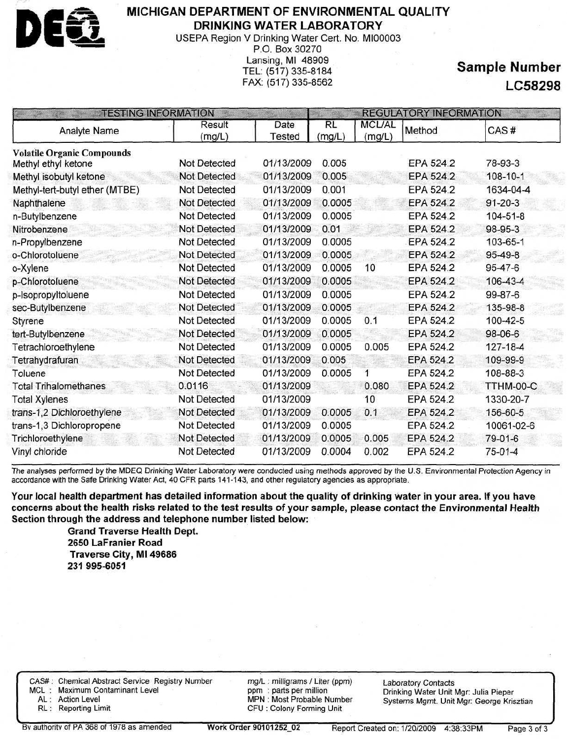# MICHIGAN DEPARTMENT OF ENVIRONMENTAL QUALITY
## DRINKING WATER LABORATORY

USEPA Region V Drinking Water Cert. No. MI00003
P.O. Box 30270
Lansing, MI 48909
TEL: (517) 335-8184
FAX: (517) 335-8562

**Sample Number LC58298**

| TESTING INFORMATION | | | REGULATORY INFORMATION | | | |
|---|---|---|---|---|---|---|
| Analyte Name | Result (mg/L) | Date Tested | RL (mg/L) | MCL/AL (mg/L) | Method | CAS # |
| **Volatile Organic Compounds** | | | | | | |
| Methyl ethyl ketone | Not Detected | 01/13/2009 | 0.005 | | EPA 524.2 | 78-93-3 |
| Methyl isobutyl ketone | Not Detected | 01/13/2009 | 0.005 | | EPA 524.2 | 108-10-1 |
| Methyl-tert-butyl ether (MTBE) | Not Detected | 01/13/2009 | 0.001 | | EPA 524.2 | 1634-04-4 |
| Naphthalene | Not Detected | 01/13/2009 | 0.0005 | | EPA 524.2 | 91-20-3 |
| n-Butylbenzene | Not Detected | 01/13/2009 | 0.0005 | | EPA 524.2 | 104-51-8 |
| Nitrobenzene | Not Detected | 01/13/2009 | 0.01 | | EPA 524.2 | 98-95-3 |
| n-Propylbenzene | Not Detected | 01/13/2009 | 0.0005 | | EPA 524.2 | 103-65-1 |
| o-Chlorotoluene | Not Detected | 01/13/2009 | 0.0005 | | EPA 524.2 | 95-49-8 |
| o-Xylene | Not Detected | 01/13/2009 | 0.0005 | 10 | EPA 524.2 | 95-47-6 |
| p-Chlorotoluene | Not Detected | 01/13/2009 | 0.0005 | | EPA 524.2 | 106-43-4 |
| p-Isopropyltoluene | Not Detected | 01/13/2009 | 0.0005 | | EPA 524.2 | 99-87-6 |
| sec-Butylbenzene | Not Detected | 01/13/2009 | 0.0005 | | EPA 524.2 | 135-98-8 |
| Styrene | Not Detected | 01/13/2009 | 0.0005 | 0.1 | EPA 524.2 | 100-42-5 |
| tert-Butylbenzene | Not Detected | 01/13/2009 | 0.0005 | | EPA 524.2 | 98-06-6 |
| Tetrachloroethylene | Not Detected | 01/13/2009 | 0.0005 | 0.005 | EPA 524.2 | 127-18-4 |
| Tetrahydrafuran | Not Detected | 01/13/2009 | 0.005 | | EPA 524.2 | 109-99-9 |
| Toluene | Not Detected | 01/13/2009 | 0.0005 | 1 | EPA 524.2 | 108-88-3 |
| Total Trihalomethanes | 0.0116 | 01/13/2009 | | 0.080 | EPA 524.2 | TTHM-00-C |
| Total Xylenes | Not Detected | 01/13/2009 | | 10 | EPA 524.2 | 1330-20-7 |
| trans-1,2 Dichloroethylene | Not Detected | 01/13/2009 | 0.0005 | 0.1 | EPA 524.2 | 156-60-5 |
| trans-1,3 Dichloropropene | Not Detected | 01/13/2009 | 0.0005 | | EPA 524.2 | 10061-02-6 |
| Trichloroethylene | Not Detected | 01/13/2009 | 0.0005 | 0.005 | EPA 524.2 | 79-01-6 |
| Vinyl chloride | Not Detected | 01/13/2009 | 0.0004 | 0.002 | EPA 524.2 | 75-01-4 |

*The analyses performed by the MDEQ Drinking Water Laboratory were conducted using methods approved by the U.S. Environmental Protection Agency in accordance with the Safe Drinking Water Act, 40 CFR parts 141-143, and other regulatory agencies as appropriate.*

**Your local health department has detailed information about the quality of drinking water in your area. If you have concerns about the health risks related to the test results of your sample, please contact the Environmental Health Section through the address and telephone number listed below:**

**Grand Traverse Health Dept.**
**2650 LaFranier Road**
**Traverse City, MI 49686**
**231 995-6051**

CAS# : Chemical Abstract Service Registry Number
MCL : Maximum Contaminant Level
AL : Action Level
RL : Reporting Limit

mg/L : milligrams / Liter (ppm)
ppm : parts per million
MPN : Most Probable Number
CFU : Colony Forming Unit

Laboratory Contacts
Drinking Water Unit Mgr: Julia Pieper
Systems Mgmt. Unit Mgr: George Krisztian

By authority of PA 368 of 1978 as amended — **Work Order 90101252_02** — Report Created on: 1/20/2009 4:38:33PM